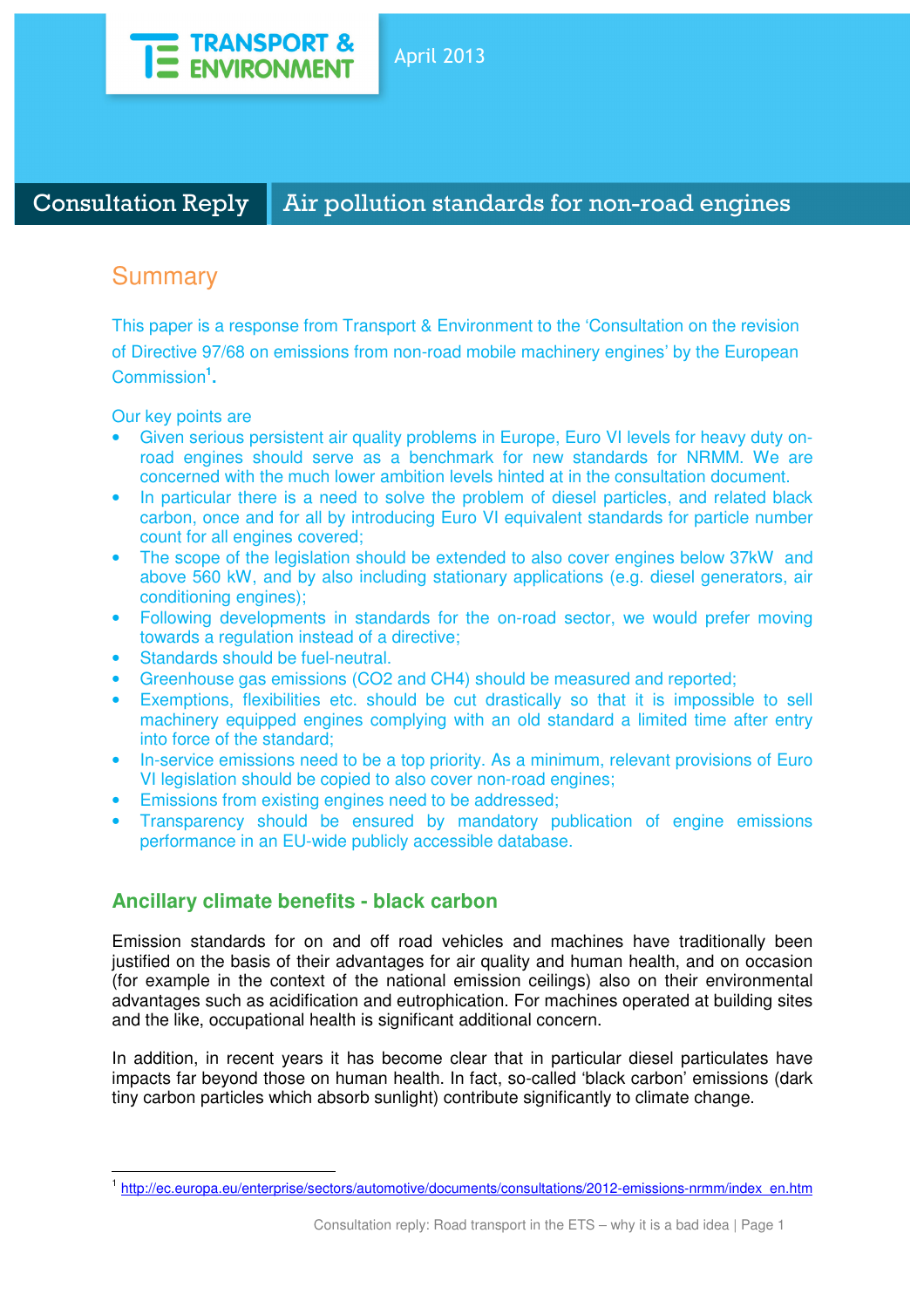TRANSPORT & ENVIRONMENT

April 2013

# Consultation Reply | Air pollution standards for non-road engines

## Summary

This paper is a response from Transport & Environment to the 'Consultation on the revision of Directive 97/68 on emissions from non-road mobile machinery engines' by the European Commission[1].

Our key points are

- Given serious persistent air quality problems in Europe, Euro VI levels for heavy duty on-road engines should serve as a benchmark for new standards for NRMM. We are concerned with the much lower ambition levels hinted at in the consultation document.
- In particular there is a need to solve the problem of diesel particles, and related black carbon, once and for all by introducing Euro VI equivalent standards for particle number count for all engines covered;
- The scope of the legislation should be extended to also cover engines below 37kW and above 560 kW, and by also including stationary applications (e.g. diesel generators, air conditioning engines);
- Following developments in standards for the on-road sector, we would prefer moving towards a regulation instead of a directive;
- Standards should be fuel-neutral.
- Greenhouse gas emissions ($CO_2$ and $CH_4$) should be measured and reported;
- Exemptions, flexibilities etc. should be cut drastically so that it is impossible to sell machinery equipped engines complying with an old standard a limited time after entry into force of the standard;
- In-service emissions need to be a top priority. As a minimum, relevant provisions of Euro VI legislation should be copied to also cover non-road engines;
- Emissions from existing engines need to be addressed;
- Transparency should be ensured by mandatory publication of engine emissions performance in an EU-wide publicly accessible database.

### Ancillary climate benefits - black carbon

Emission standards for on and off road vehicles and machines have traditionally been justified on the basis of their advantages for air quality and human health, and on occasion (for example in the context of the national emission ceilings) also on their environmental advantages such as acidification and eutrophication. For machines operated at building sites and the like, occupational health is significant additional concern.

In addition, in recent years it has become clear that in particular diesel particulates have impacts far beyond those on human health. In fact, so-called 'black carbon' emissions (dark tiny carbon particles which absorb sunlight) contribute significantly to climate change.

[1] http://ec.europa.eu/enterprise/sectors/automotive/documents/consultations/2012-emissions-nrmm/index_en.htm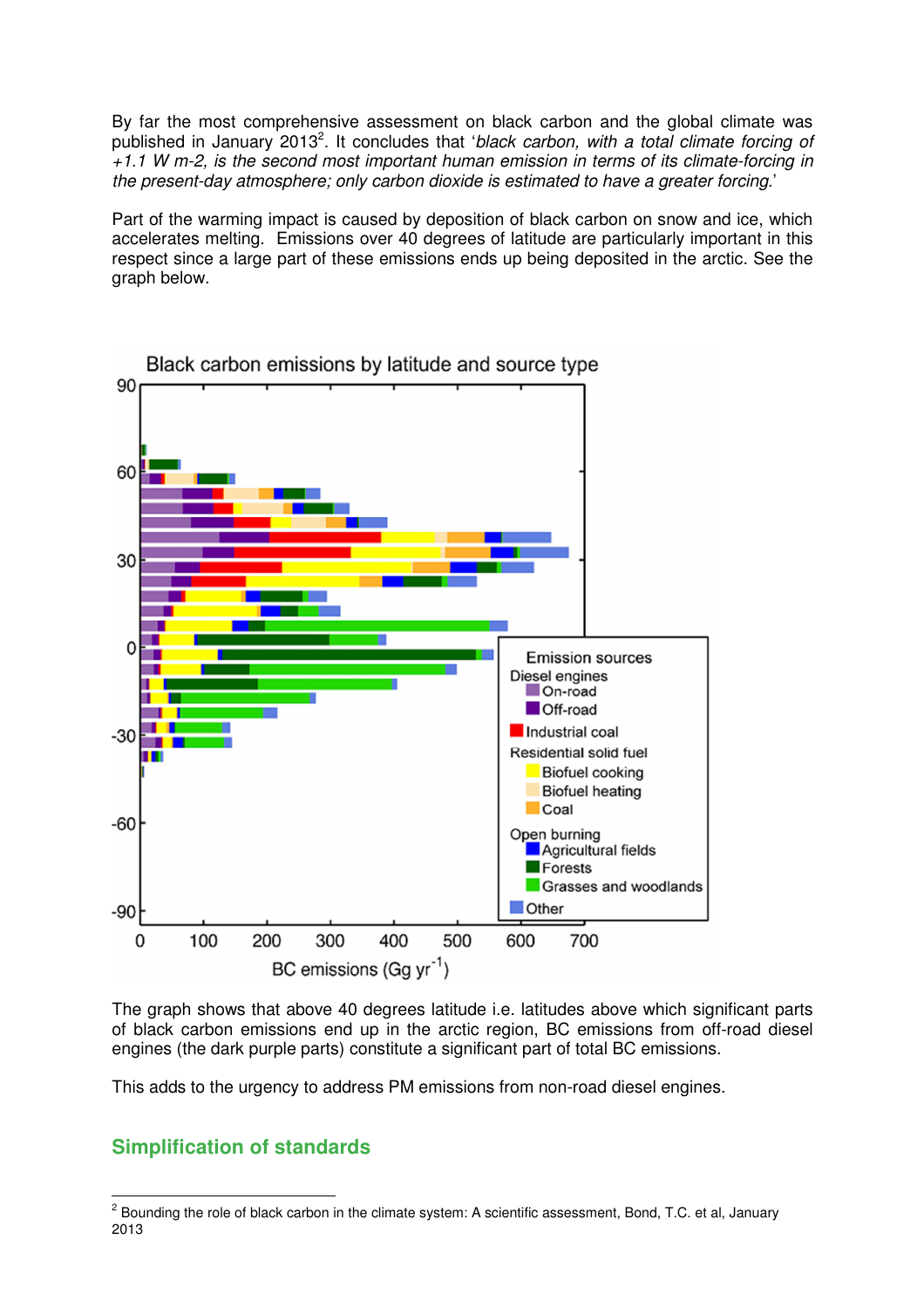By far the most comprehensive assessment on black carbon and the global climate was published in January 2013[2]. It concludes that '*black carbon, with a total climate forcing of +1.1 W m-2, is the second most important human emission in terms of its climate-forcing in the present-day atmosphere; only carbon dioxide is estimated to have a greater forcing*.'

Part of the warming impact is caused by deposition of black carbon on snow and ice, which accelerates melting. Emissions over 40 degrees of latitude are particularly important in this respect since a large part of these emissions ends up being deposited in the arctic. See the graph below.

Black carbon emissions by latitude and source type

The graph shows that above 40 degrees latitude i.e. latitudes above which significant parts of black carbon emissions end up in the arctic region, BC emissions from off-road diesel engines (the dark purple parts) constitute a significant part of total BC emissions.

This adds to the urgency to address PM emissions from non-road diesel engines.

## Simplification of standards

[2] Bounding the role of black carbon in the climate system: A scientific assessment, Bond, T.C. et al, January 2013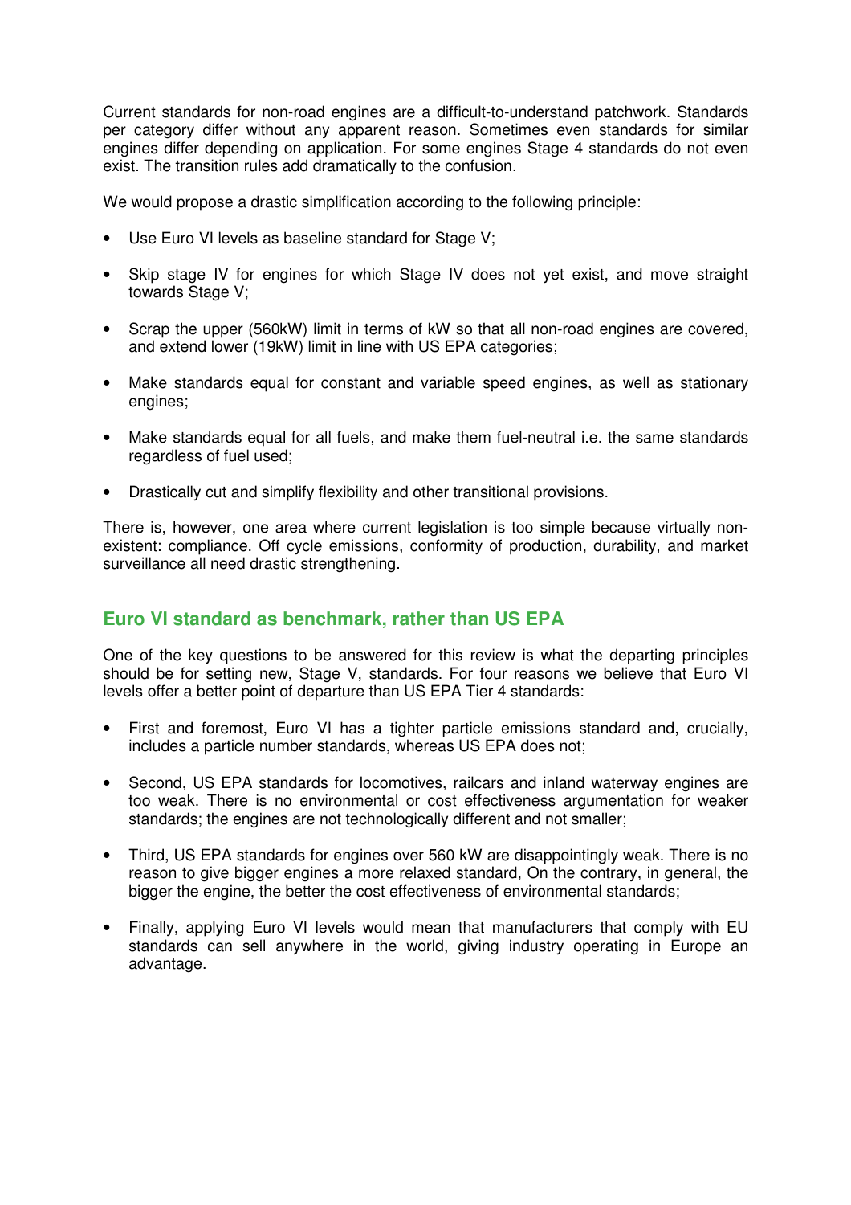Current standards for non-road engines are a difficult-to-understand patchwork. Standards per category differ without any apparent reason. Sometimes even standards for similar engines differ depending on application. For some engines Stage 4 standards do not even exist. The transition rules add dramatically to the confusion.

We would propose a drastic simplification according to the following principle:

- Use Euro VI levels as baseline standard for Stage V;
- Skip stage IV for engines for which Stage IV does not yet exist, and move straight towards Stage V;
- Scrap the upper (560kW) limit in terms of kW so that all non-road engines are covered, and extend lower (19kW) limit in line with US EPA categories;
- Make standards equal for constant and variable speed engines, as well as stationary engines;
- Make standards equal for all fuels, and make them fuel-neutral i.e. the same standards regardless of fuel used;
- Drastically cut and simplify flexibility and other transitional provisions.

There is, however, one area where current legislation is too simple because virtually non-existent: compliance. Off cycle emissions, conformity of production, durability, and market surveillance all need drastic strengthening.

## Euro VI standard as benchmark, rather than US EPA

One of the key questions to be answered for this review is what the departing principles should be for setting new, Stage V, standards. For four reasons we believe that Euro VI levels offer a better point of departure than US EPA Tier 4 standards:

- First and foremost, Euro VI has a tighter particle emissions standard and, crucially, includes a particle number standards, whereas US EPA does not;
- Second, US EPA standards for locomotives, railcars and inland waterway engines are too weak. There is no environmental or cost effectiveness argumentation for weaker standards; the engines are not technologically different and not smaller;
- Third, US EPA standards for engines over 560 kW are disappointingly weak. There is no reason to give bigger engines a more relaxed standard, On the contrary, in general, the bigger the engine, the better the cost effectiveness of environmental standards;
- Finally, applying Euro VI levels would mean that manufacturers that comply with EU standards can sell anywhere in the world, giving industry operating in Europe an advantage.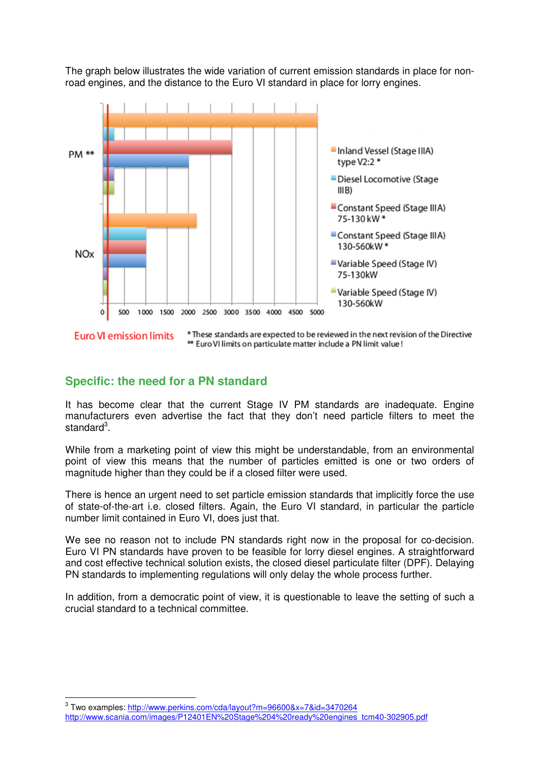The graph below illustrates the wide variation of current emission standards in place for non-road engines, and the distance to the Euro VI standard in place for lorry engines.

PM **

NOx

0 500 1000 1500 2000 2500 3000 3500 4000 4500 5000

- Inland Vessel (Stage IIIA) type V2:2 *
- Diesel Locomotive (Stage IIIB)
- Constant Speed (Stage IIIA) 75-130 kW *
- Constant Speed (Stage IIIA) 130-560kW *
- Variable Speed (Stage IV) 75-130kW
- Variable Speed (Stage IV) 130-560kW

Euro VI emission limits

\* These standards are expected to be reviewed in the next revision of the Directive
** Euro VI limits on particulate matter include a PN limit value!

## Specific: the need for a PN standard

It has become clear that the current Stage IV PM standards are inadequate. Engine manufacturers even advertise the fact that they don't need particle filters to meet the standard[3].

While from a marketing point of view this might be understandable, from an environmental point of view this means that the number of particles emitted is one or two orders of magnitude higher than they could be if a closed filter were used.

There is hence an urgent need to set particle emission standards that implicitly force the use of state-of-the-art i.e. closed filters. Again, the Euro VI standard, in particular the particle number limit contained in Euro VI, does just that.

We see no reason not to include PN standards right now in the proposal for co-decision. Euro VI PN standards have proven to be feasible for lorry diesel engines. A straightforward and cost effective technical solution exists, the closed diesel particulate filter (DPF). Delaying PN standards to implementing regulations will only delay the whole process further.

In addition, from a democratic point of view, it is questionable to leave the setting of such a crucial standard to a technical committee.

---

[3] Two examples: http://www.perkins.com/cda/layout?m=96600&x=7&id=3470264
http://www.scania.com/images/P12401EN%20Stage%204%20ready%20engines_tcm40-302905.pdf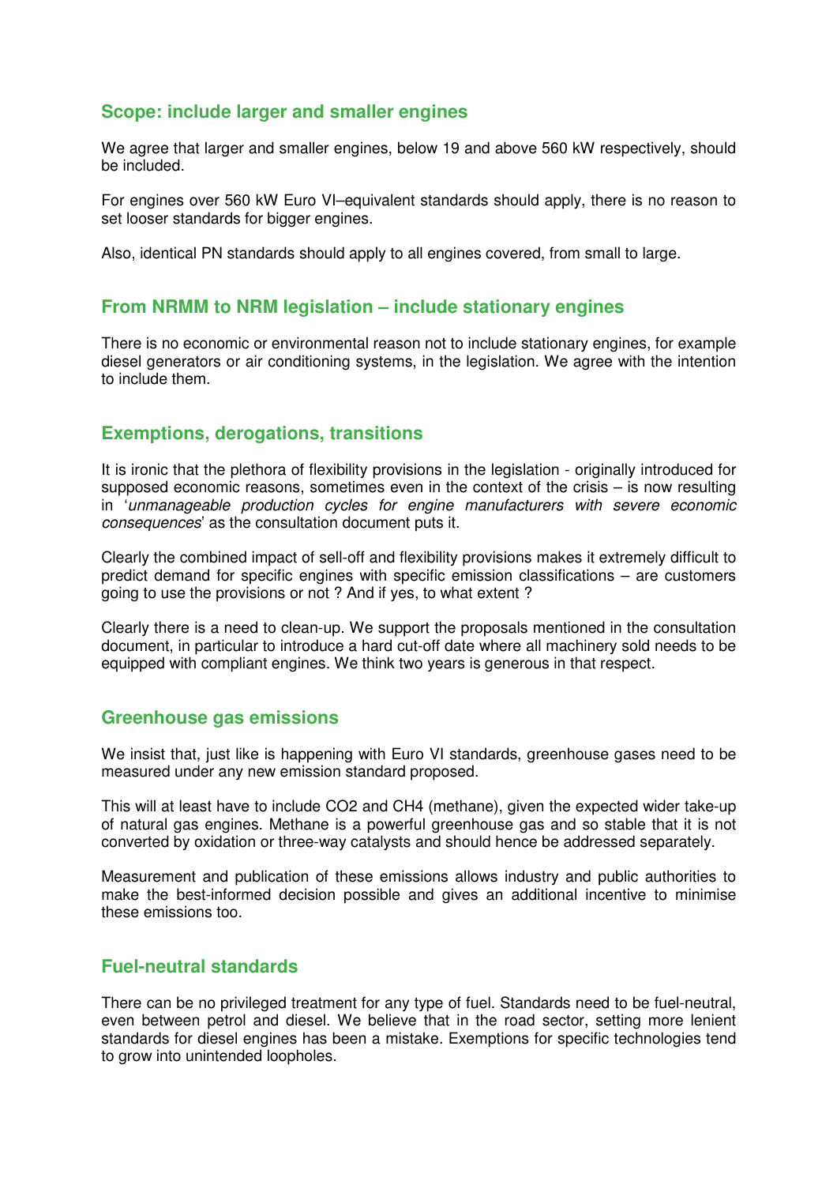## Scope: include larger and smaller engines

We agree that larger and smaller engines, below 19 and above 560 kW respectively, should be included.

For engines over 560 kW Euro VI–equivalent standards should apply, there is no reason to set looser standards for bigger engines.

Also, identical PN standards should apply to all engines covered, from small to large.

## From NRMM to NRM legislation – include stationary engines

There is no economic or environmental reason not to include stationary engines, for example diesel generators or air conditioning systems, in the legislation. We agree with the intention to include them.

## Exemptions, derogations, transitions

It is ironic that the plethora of flexibility provisions in the legislation - originally introduced for supposed economic reasons, sometimes even in the context of the crisis – is now resulting in '*unmanageable production cycles for engine manufacturers with severe economic consequences*' as the consultation document puts it.

Clearly the combined impact of sell-off and flexibility provisions makes it extremely difficult to predict demand for specific engines with specific emission classifications – are customers going to use the provisions or not ? And if yes, to what extent ?

Clearly there is a need to clean-up. We support the proposals mentioned in the consultation document, in particular to introduce a hard cut-off date where all machinery sold needs to be equipped with compliant engines. We think two years is generous in that respect.

## Greenhouse gas emissions

We insist that, just like is happening with Euro VI standards, greenhouse gases need to be measured under any new emission standard proposed.

This will at least have to include $CO_2$ and $CH_4$ (methane), given the expected wider take-up of natural gas engines. Methane is a powerful greenhouse gas and so stable that it is not converted by oxidation or three-way catalysts and should hence be addressed separately.

Measurement and publication of these emissions allows industry and public authorities to make the best-informed decision possible and gives an additional incentive to minimise these emissions too.

## Fuel-neutral standards

There can be no privileged treatment for any type of fuel. Standards need to be fuel-neutral, even between petrol and diesel. We believe that in the road sector, setting more lenient standards for diesel engines has been a mistake. Exemptions for specific technologies tend to grow into unintended loopholes.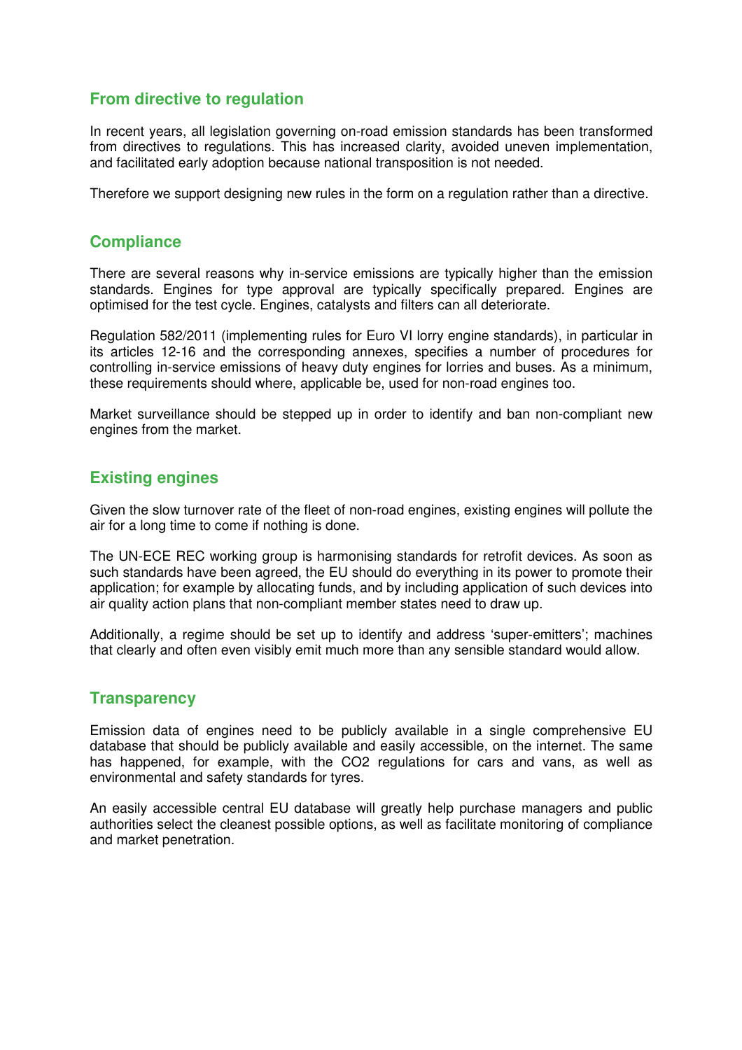## From directive to regulation

In recent years, all legislation governing on-road emission standards has been transformed from directives to regulations. This has increased clarity, avoided uneven implementation, and facilitated early adoption because national transposition is not needed.

Therefore we support designing new rules in the form on a regulation rather than a directive.

## Compliance

There are several reasons why in-service emissions are typically higher than the emission standards. Engines for type approval are typically specifically prepared. Engines are optimised for the test cycle. Engines, catalysts and filters can all deteriorate.

Regulation 582/2011 (implementing rules for Euro VI lorry engine standards), in particular in its articles 12-16 and the corresponding annexes, specifies a number of procedures for controlling in-service emissions of heavy duty engines for lorries and buses. As a minimum, these requirements should where, applicable be, used for non-road engines too.

Market surveillance should be stepped up in order to identify and ban non-compliant new engines from the market.

## Existing engines

Given the slow turnover rate of the fleet of non-road engines, existing engines will pollute the air for a long time to come if nothing is done.

The UN-ECE REC working group is harmonising standards for retrofit devices. As soon as such standards have been agreed, the EU should do everything in its power to promote their application; for example by allocating funds, and by including application of such devices into air quality action plans that non-compliant member states need to draw up.

Additionally, a regime should be set up to identify and address 'super-emitters'; machines that clearly and often even visibly emit much more than any sensible standard would allow.

## Transparency

Emission data of engines need to be publicly available in a single comprehensive EU database that should be publicly available and easily accessible, on the internet. The same has happened, for example, with the $CO_2$ regulations for cars and vans, as well as environmental and safety standards for tyres.

An easily accessible central EU database will greatly help purchase managers and public authorities select the cleanest possible options, as well as facilitate monitoring of compliance and market penetration.